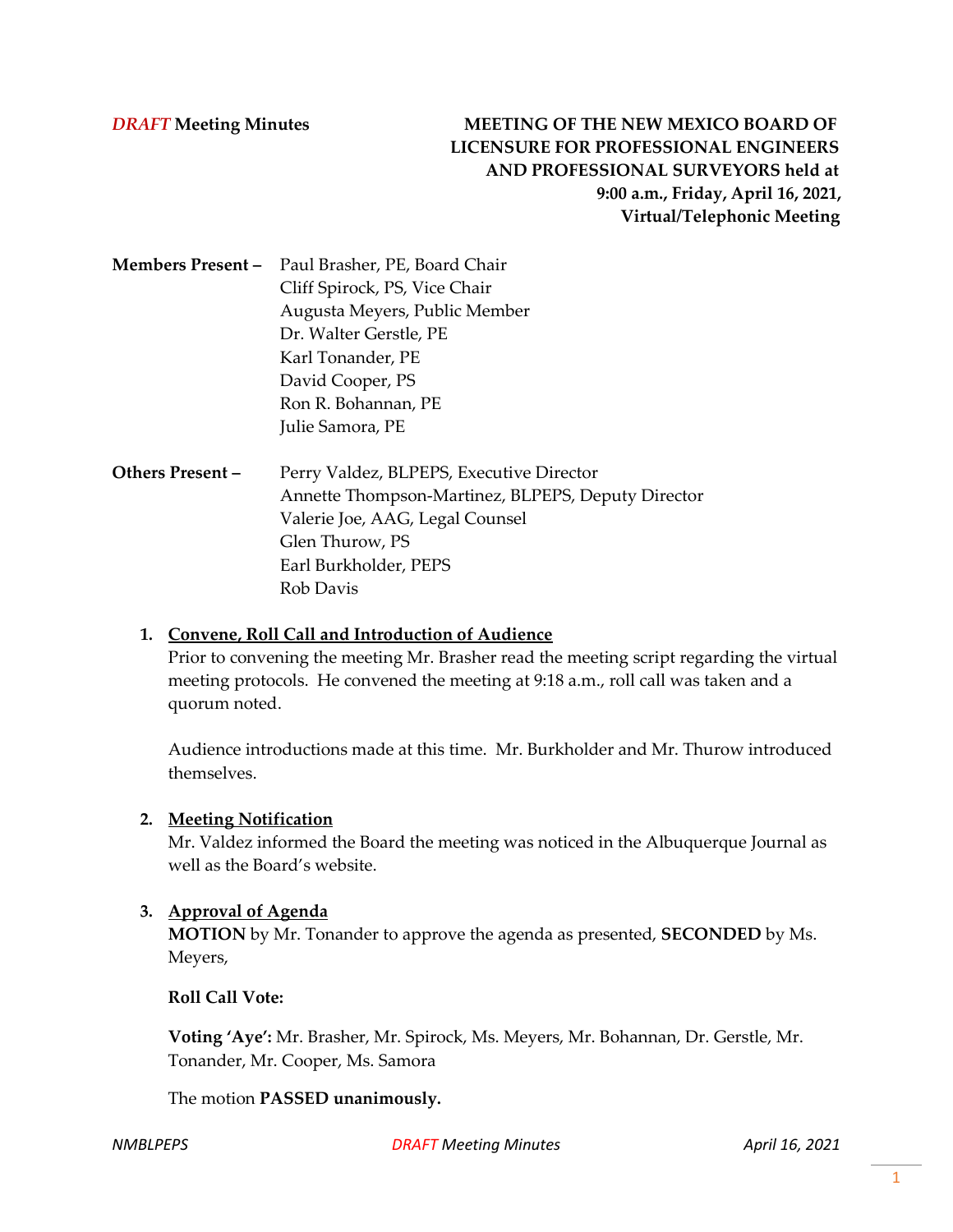***DRAFT*** **Meeting Minutes**

**MEETING OF THE NEW MEXICO BOARD OF LICENSURE FOR PROFESSIONAL ENGINEERS AND PROFESSIONAL SURVEYORS held at 9:00 a.m., Friday, April 16, 2021, Virtual/Telephonic Meeting**

**Members Present –** Paul Brasher, PE, Board Chair
Cliff Spirock, PS, Vice Chair
Augusta Meyers, Public Member
Dr. Walter Gerstle, PE
Karl Tonander, PE
David Cooper, PS
Ron R. Bohannan, PE
Julie Samora, PE

**Others Present –** Perry Valdez, BLPEPS, Executive Director
Annette Thompson-Martinez, BLPEPS, Deputy Director
Valerie Joe, AAG, Legal Counsel
Glen Thurow, PS
Earl Burkholder, PEPS
Rob Davis

1. **Convene, Roll Call and Introduction of Audience**

   Prior to convening the meeting Mr. Brasher read the meeting script regarding the virtual meeting protocols. He convened the meeting at 9:18 a.m., roll call was taken and a quorum noted.

   Audience introductions made at this time. Mr. Burkholder and Mr. Thurow introduced themselves.

2. **Meeting Notification**

   Mr. Valdez informed the Board the meeting was noticed in the Albuquerque Journal as well as the Board's website.

3. **Approval of Agenda**

   **MOTION** by Mr. Tonander to approve the agenda as presented, **SECONDED** by Ms. Meyers,

   **Roll Call Vote:**

   **Voting 'Aye':** Mr. Brasher, Mr. Spirock, Ms. Meyers, Mr. Bohannan, Dr. Gerstle, Mr. Tonander, Mr. Cooper, Ms. Samora

   The motion **PASSED unanimously.**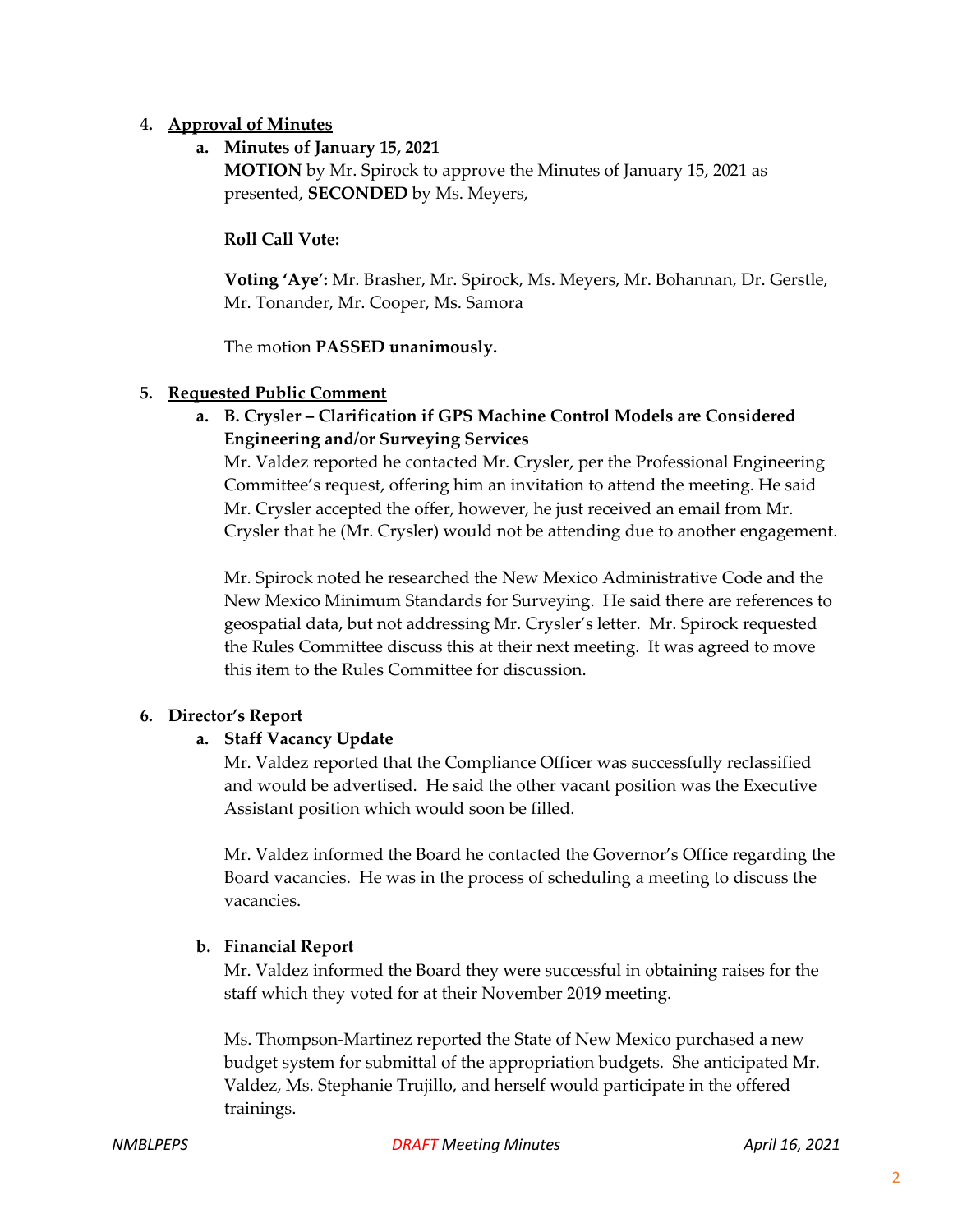4. **Approval of Minutes**

   a. **Minutes of January 15, 2021**

   **MOTION** by Mr. Spirock to approve the Minutes of January 15, 2021 as presented, **SECONDED** by Ms. Meyers,

   **Roll Call Vote:**

   **Voting 'Aye':** Mr. Brasher, Mr. Spirock, Ms. Meyers, Mr. Bohannan, Dr. Gerstle, Mr. Tonander, Mr. Cooper, Ms. Samora

   The motion **PASSED unanimously.**

5. **Requested Public Comment**

   a. **B. Crysler – Clarification if GPS Machine Control Models are Considered Engineering and/or Surveying Services**

   Mr. Valdez reported he contacted Mr. Crysler, per the Professional Engineering Committee's request, offering him an invitation to attend the meeting. He said Mr. Crysler accepted the offer, however, he just received an email from Mr. Crysler that he (Mr. Crysler) would not be attending due to another engagement.

   Mr. Spirock noted he researched the New Mexico Administrative Code and the New Mexico Minimum Standards for Surveying. He said there are references to geospatial data, but not addressing Mr. Crysler's letter. Mr. Spirock requested the Rules Committee discuss this at their next meeting. It was agreed to move this item to the Rules Committee for discussion.

6. **Director's Report**

   a. **Staff Vacancy Update**

   Mr. Valdez reported that the Compliance Officer was successfully reclassified and would be advertised. He said the other vacant position was the Executive Assistant position which would soon be filled.

   Mr. Valdez informed the Board he contacted the Governor's Office regarding the Board vacancies. He was in the process of scheduling a meeting to discuss the vacancies.

   b. **Financial Report**

   Mr. Valdez informed the Board they were successful in obtaining raises for the staff which they voted for at their November 2019 meeting.

   Ms. Thompson-Martinez reported the State of New Mexico purchased a new budget system for submittal of the appropriation budgets. She anticipated Mr. Valdez, Ms. Stephanie Trujillo, and herself would participate in the offered trainings.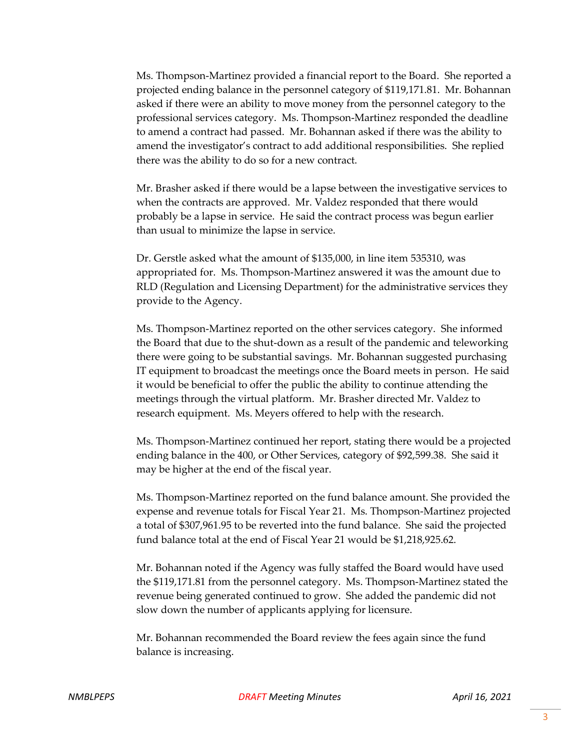Ms. Thompson-Martinez provided a financial report to the Board. She reported a projected ending balance in the personnel category of $119,171.81. Mr. Bohannan asked if there were an ability to move money from the personnel category to the professional services category. Ms. Thompson-Martinez responded the deadline to amend a contract had passed. Mr. Bohannan asked if there was the ability to amend the investigator's contract to add additional responsibilities. She replied there was the ability to do so for a new contract.

Mr. Brasher asked if there would be a lapse between the investigative services to when the contracts are approved. Mr. Valdez responded that there would probably be a lapse in service. He said the contract process was begun earlier than usual to minimize the lapse in service.

Dr. Gerstle asked what the amount of $135,000, in line item 535310, was appropriated for. Ms. Thompson-Martinez answered it was the amount due to RLD (Regulation and Licensing Department) for the administrative services they provide to the Agency.

Ms. Thompson-Martinez reported on the other services category. She informed the Board that due to the shut-down as a result of the pandemic and teleworking there were going to be substantial savings. Mr. Bohannan suggested purchasing IT equipment to broadcast the meetings once the Board meets in person. He said it would be beneficial to offer the public the ability to continue attending the meetings through the virtual platform. Mr. Brasher directed Mr. Valdez to research equipment. Ms. Meyers offered to help with the research.

Ms. Thompson-Martinez continued her report, stating there would be a projected ending balance in the 400, or Other Services, category of $92,599.38. She said it may be higher at the end of the fiscal year.

Ms. Thompson-Martinez reported on the fund balance amount. She provided the expense and revenue totals for Fiscal Year 21. Ms. Thompson-Martinez projected a total of $307,961.95 to be reverted into the fund balance. She said the projected fund balance total at the end of Fiscal Year 21 would be $1,218,925.62.

Mr. Bohannan noted if the Agency was fully staffed the Board would have used the $119,171.81 from the personnel category. Ms. Thompson-Martinez stated the revenue being generated continued to grow. She added the pandemic did not slow down the number of applicants applying for licensure.

Mr. Bohannan recommended the Board review the fees again since the fund balance is increasing.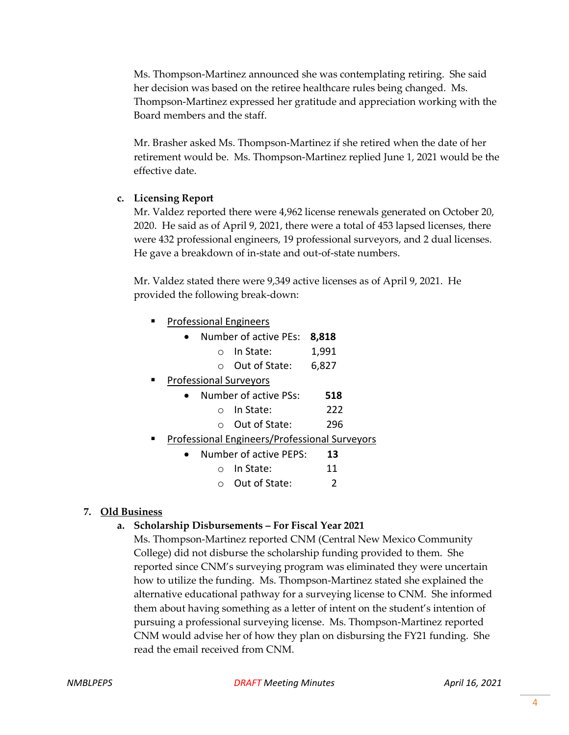Ms. Thompson-Martinez announced she was contemplating retiring. She said her decision was based on the retiree healthcare rules being changed. Ms. Thompson-Martinez expressed her gratitude and appreciation working with the Board members and the staff.

Mr. Brasher asked Ms. Thompson-Martinez if she retired when the date of her retirement would be. Ms. Thompson-Martinez replied June 1, 2021 would be the effective date.

**c. Licensing Report**

Mr. Valdez reported there were 4,962 license renewals generated on October 20, 2020. He said as of April 9, 2021, there were a total of 453 lapsed licenses, there were 432 professional engineers, 19 professional surveyors, and 2 dual licenses. He gave a breakdown of in-state and out-of-state numbers.

Mr. Valdez stated there were 9,349 active licenses as of April 9, 2021. He provided the following break-down:

- <u>Professional Engineers</u>
  - Number of active PEs: **8,818**
    - In State: 1,991
    - Out of State: 6,827
- <u>Professional Surveyors</u>
  - Number of active PSs: **518**
    - In State: 222
    - Out of State: 296
- <u>Professional Engineers/Professional Surveyors</u>
  - Number of active PEPS: **13**
    - In State: 11
    - Out of State: 2

## 7. <u>Old Business</u>

**a. Scholarship Disbursements – For Fiscal Year 2021**

Ms. Thompson-Martinez reported CNM (Central New Mexico Community College) did not disburse the scholarship funding provided to them. She reported since CNM's surveying program was eliminated they were uncertain how to utilize the funding. Ms. Thompson-Martinez stated she explained the alternative educational pathway for a surveying license to CNM. She informed them about having something as a letter of intent on the student's intention of pursuing a professional surveying license. Ms. Thompson-Martinez reported CNM would advise her of how they plan on disbursing the FY21 funding. She read the email received from CNM.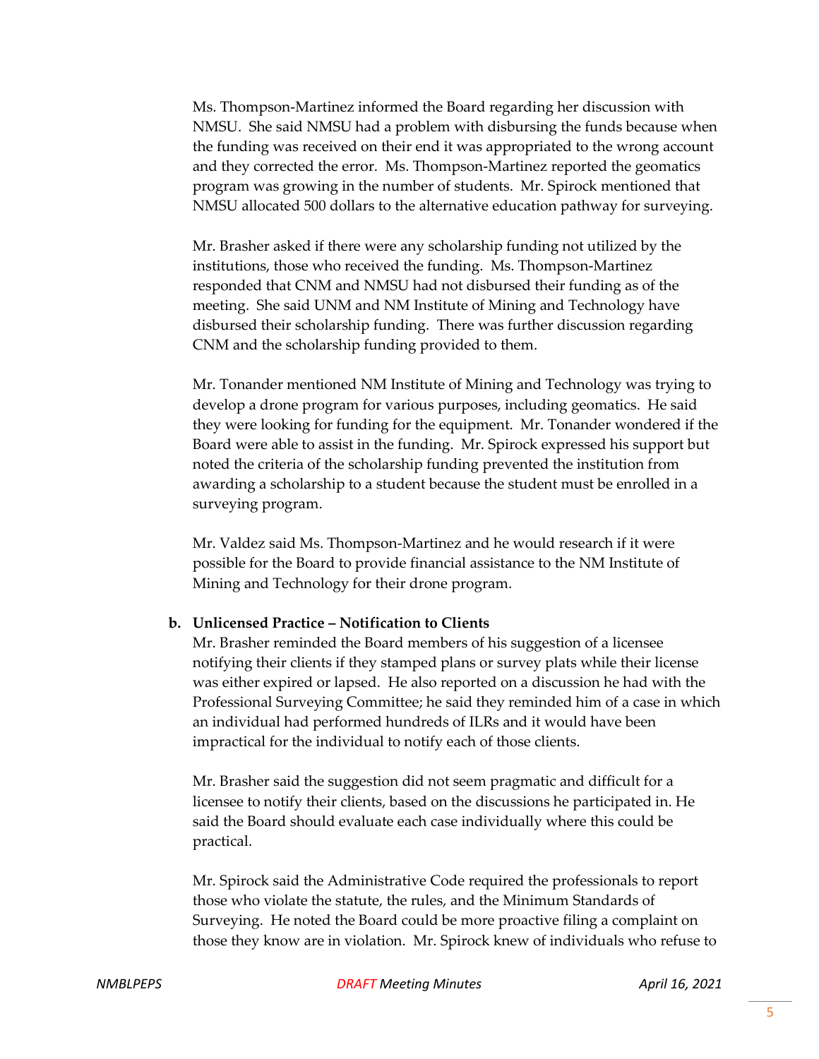Ms. Thompson-Martinez informed the Board regarding her discussion with NMSU. She said NMSU had a problem with disbursing the funds because when the funding was received on their end it was appropriated to the wrong account and they corrected the error. Ms. Thompson-Martinez reported the geomatics program was growing in the number of students. Mr. Spirock mentioned that NMSU allocated 500 dollars to the alternative education pathway for surveying.

Mr. Brasher asked if there were any scholarship funding not utilized by the institutions, those who received the funding. Ms. Thompson-Martinez responded that CNM and NMSU had not disbursed their funding as of the meeting. She said UNM and NM Institute of Mining and Technology have disbursed their scholarship funding. There was further discussion regarding CNM and the scholarship funding provided to them.

Mr. Tonander mentioned NM Institute of Mining and Technology was trying to develop a drone program for various purposes, including geomatics. He said they were looking for funding for the equipment. Mr. Tonander wondered if the Board were able to assist in the funding. Mr. Spirock expressed his support but noted the criteria of the scholarship funding prevented the institution from awarding a scholarship to a student because the student must be enrolled in a surveying program.

Mr. Valdez said Ms. Thompson-Martinez and he would research if it were possible for the Board to provide financial assistance to the NM Institute of Mining and Technology for their drone program.

**b. Unlicensed Practice – Notification to Clients**

Mr. Brasher reminded the Board members of his suggestion of a licensee notifying their clients if they stamped plans or survey plats while their license was either expired or lapsed. He also reported on a discussion he had with the Professional Surveying Committee; he said they reminded him of a case in which an individual had performed hundreds of ILRs and it would have been impractical for the individual to notify each of those clients.

Mr. Brasher said the suggestion did not seem pragmatic and difficult for a licensee to notify their clients, based on the discussions he participated in. He said the Board should evaluate each case individually where this could be practical.

Mr. Spirock said the Administrative Code required the professionals to report those who violate the statute, the rules, and the Minimum Standards of Surveying. He noted the Board could be more proactive filing a complaint on those they know are in violation. Mr. Spirock knew of individuals who refuse to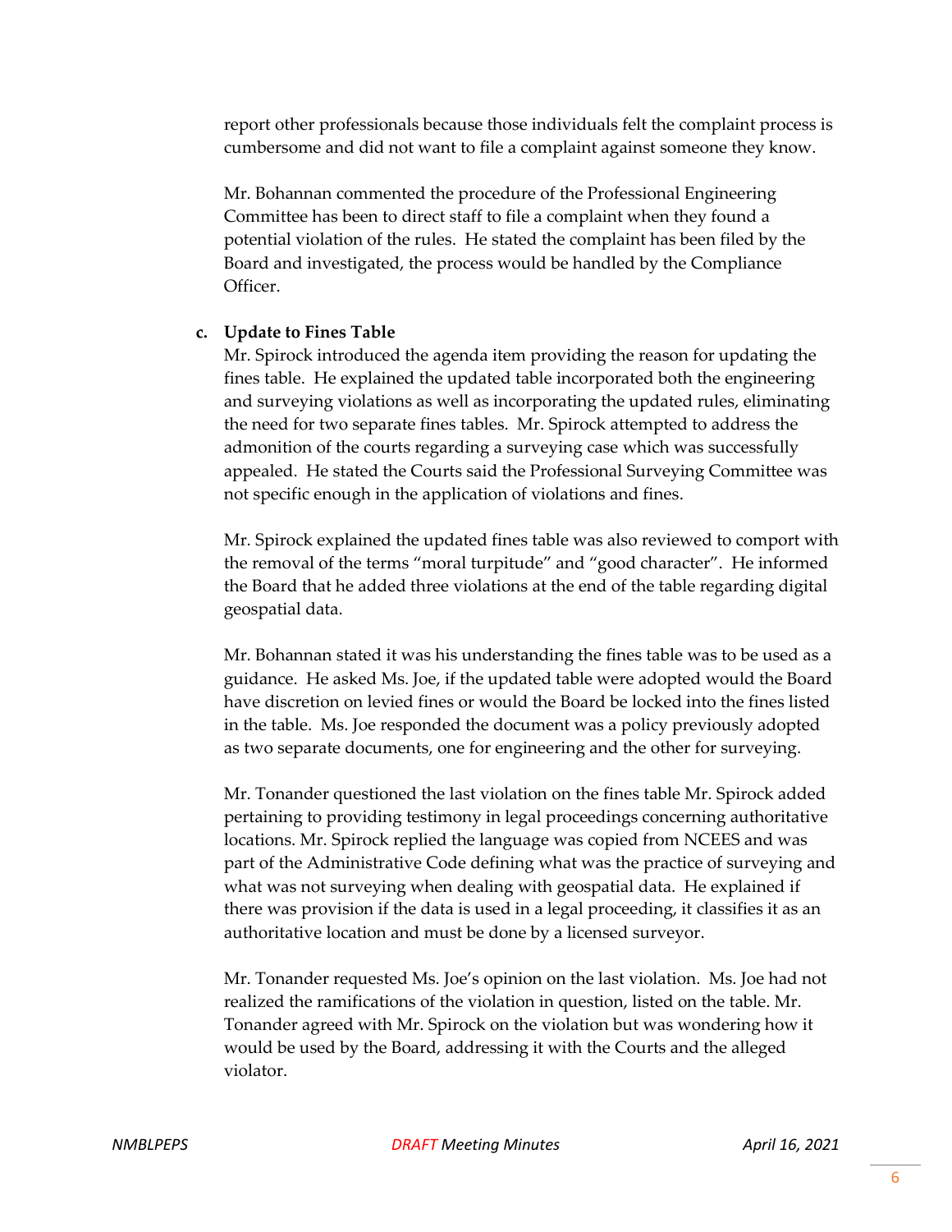report other professionals because those individuals felt the complaint process is cumbersome and did not want to file a complaint against someone they know.

Mr. Bohannan commented the procedure of the Professional Engineering Committee has been to direct staff to file a complaint when they found a potential violation of the rules. He stated the complaint has been filed by the Board and investigated, the process would be handled by the Compliance Officer.

**c. Update to Fines Table**

Mr. Spirock introduced the agenda item providing the reason for updating the fines table. He explained the updated table incorporated both the engineering and surveying violations as well as incorporating the updated rules, eliminating the need for two separate fines tables. Mr. Spirock attempted to address the admonition of the courts regarding a surveying case which was successfully appealed. He stated the Courts said the Professional Surveying Committee was not specific enough in the application of violations and fines.

Mr. Spirock explained the updated fines table was also reviewed to comport with the removal of the terms "moral turpitude" and "good character". He informed the Board that he added three violations at the end of the table regarding digital geospatial data.

Mr. Bohannan stated it was his understanding the fines table was to be used as a guidance. He asked Ms. Joe, if the updated table were adopted would the Board have discretion on levied fines or would the Board be locked into the fines listed in the table. Ms. Joe responded the document was a policy previously adopted as two separate documents, one for engineering and the other for surveying.

Mr. Tonander questioned the last violation on the fines table Mr. Spirock added pertaining to providing testimony in legal proceedings concerning authoritative locations. Mr. Spirock replied the language was copied from NCEES and was part of the Administrative Code defining what was the practice of surveying and what was not surveying when dealing with geospatial data. He explained if there was provision if the data is used in a legal proceeding, it classifies it as an authoritative location and must be done by a licensed surveyor.

Mr. Tonander requested Ms. Joe's opinion on the last violation. Ms. Joe had not realized the ramifications of the violation in question, listed on the table. Mr. Tonander agreed with Mr. Spirock on the violation but was wondering how it would be used by the Board, addressing it with the Courts and the alleged violator.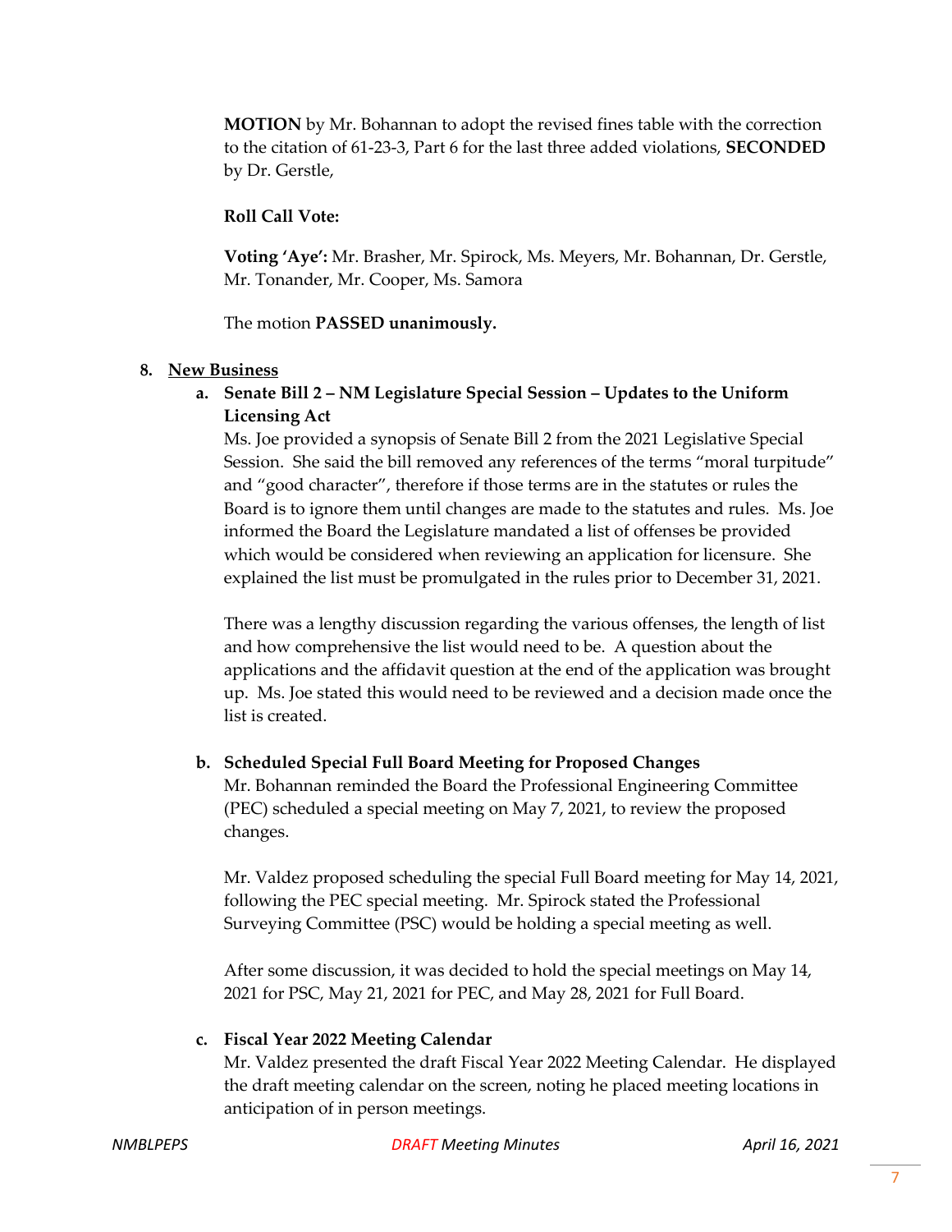**MOTION** by Mr. Bohannan to adopt the revised fines table with the correction to the citation of 61-23-3, Part 6 for the last three added violations, **SECONDED** by Dr. Gerstle,

**Roll Call Vote:**

**Voting 'Aye':** Mr. Brasher, Mr. Spirock, Ms. Meyers, Mr. Bohannan, Dr. Gerstle, Mr. Tonander, Mr. Cooper, Ms. Samora

The motion **PASSED unanimously.**

8. **New Business**

   a. **Senate Bill 2 – NM Legislature Special Session – Updates to the Uniform Licensing Act**

   Ms. Joe provided a synopsis of Senate Bill 2 from the 2021 Legislative Special Session. She said the bill removed any references of the terms "moral turpitude" and "good character", therefore if those terms are in the statutes or rules the Board is to ignore them until changes are made to the statutes and rules. Ms. Joe informed the Board the Legislature mandated a list of offenses be provided which would be considered when reviewing an application for licensure. She explained the list must be promulgated in the rules prior to December 31, 2021.

   There was a lengthy discussion regarding the various offenses, the length of list and how comprehensive the list would need to be. A question about the applications and the affidavit question at the end of the application was brought up. Ms. Joe stated this would need to be reviewed and a decision made once the list is created.

   b. **Scheduled Special Full Board Meeting for Proposed Changes**

   Mr. Bohannan reminded the Board the Professional Engineering Committee (PEC) scheduled a special meeting on May 7, 2021, to review the proposed changes.

   Mr. Valdez proposed scheduling the special Full Board meeting for May 14, 2021, following the PEC special meeting. Mr. Spirock stated the Professional Surveying Committee (PSC) would be holding a special meeting as well.

   After some discussion, it was decided to hold the special meetings on May 14, 2021 for PSC, May 21, 2021 for PEC, and May 28, 2021 for Full Board.

   c. **Fiscal Year 2022 Meeting Calendar**

   Mr. Valdez presented the draft Fiscal Year 2022 Meeting Calendar. He displayed the draft meeting calendar on the screen, noting he placed meeting locations in anticipation of in person meetings.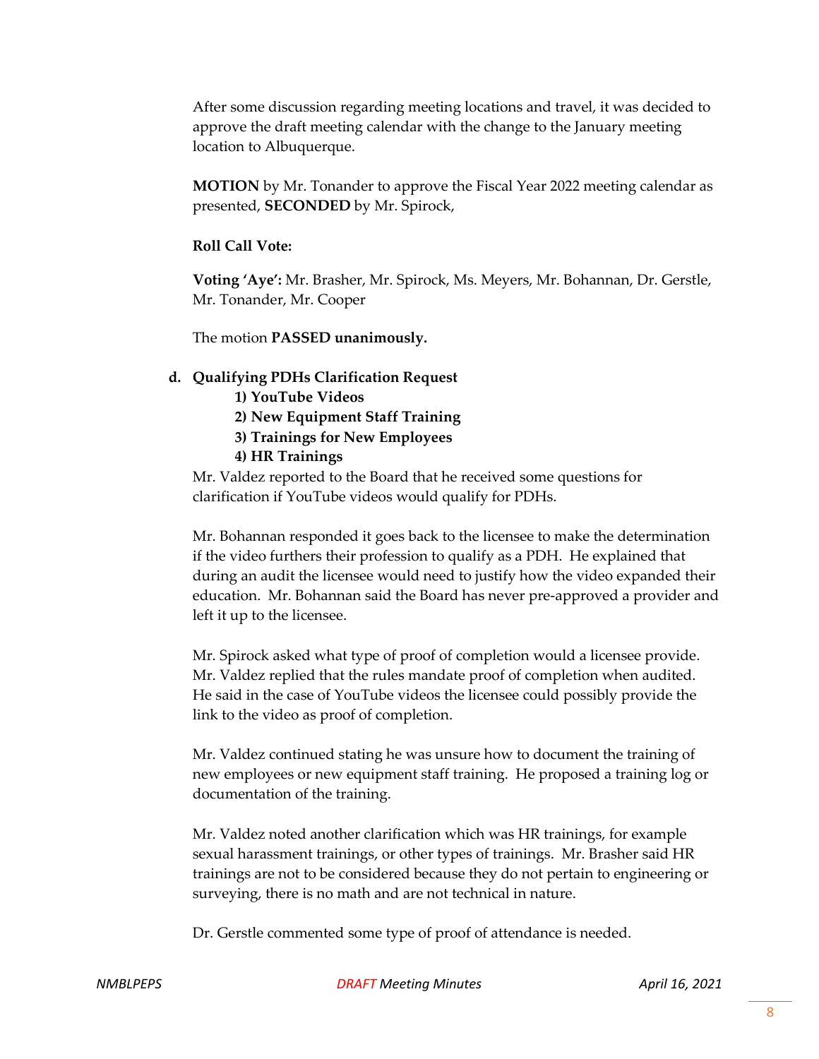After some discussion regarding meeting locations and travel, it was decided to approve the draft meeting calendar with the change to the January meeting location to Albuquerque.

**MOTION** by Mr. Tonander to approve the Fiscal Year 2022 meeting calendar as presented, **SECONDED** by Mr. Spirock,

**Roll Call Vote:**

**Voting 'Aye':** Mr. Brasher, Mr. Spirock, Ms. Meyers, Mr. Bohannan, Dr. Gerstle, Mr. Tonander, Mr. Cooper

The motion **PASSED unanimously.**

**d. Qualifying PDHs Clarification Request**

**1) YouTube Videos**
**2) New Equipment Staff Training**
**3) Trainings for New Employees**
**4) HR Trainings**

Mr. Valdez reported to the Board that he received some questions for clarification if YouTube videos would qualify for PDHs.

Mr. Bohannan responded it goes back to the licensee to make the determination if the video furthers their profession to qualify as a PDH. He explained that during an audit the licensee would need to justify how the video expanded their education. Mr. Bohannan said the Board has never pre-approved a provider and left it up to the licensee.

Mr. Spirock asked what type of proof of completion would a licensee provide. Mr. Valdez replied that the rules mandate proof of completion when audited. He said in the case of YouTube videos the licensee could possibly provide the link to the video as proof of completion.

Mr. Valdez continued stating he was unsure how to document the training of new employees or new equipment staff training. He proposed a training log or documentation of the training.

Mr. Valdez noted another clarification which was HR trainings, for example sexual harassment trainings, or other types of trainings. Mr. Brasher said HR trainings are not to be considered because they do not pertain to engineering or surveying, there is no math and are not technical in nature.

Dr. Gerstle commented some type of proof of attendance is needed.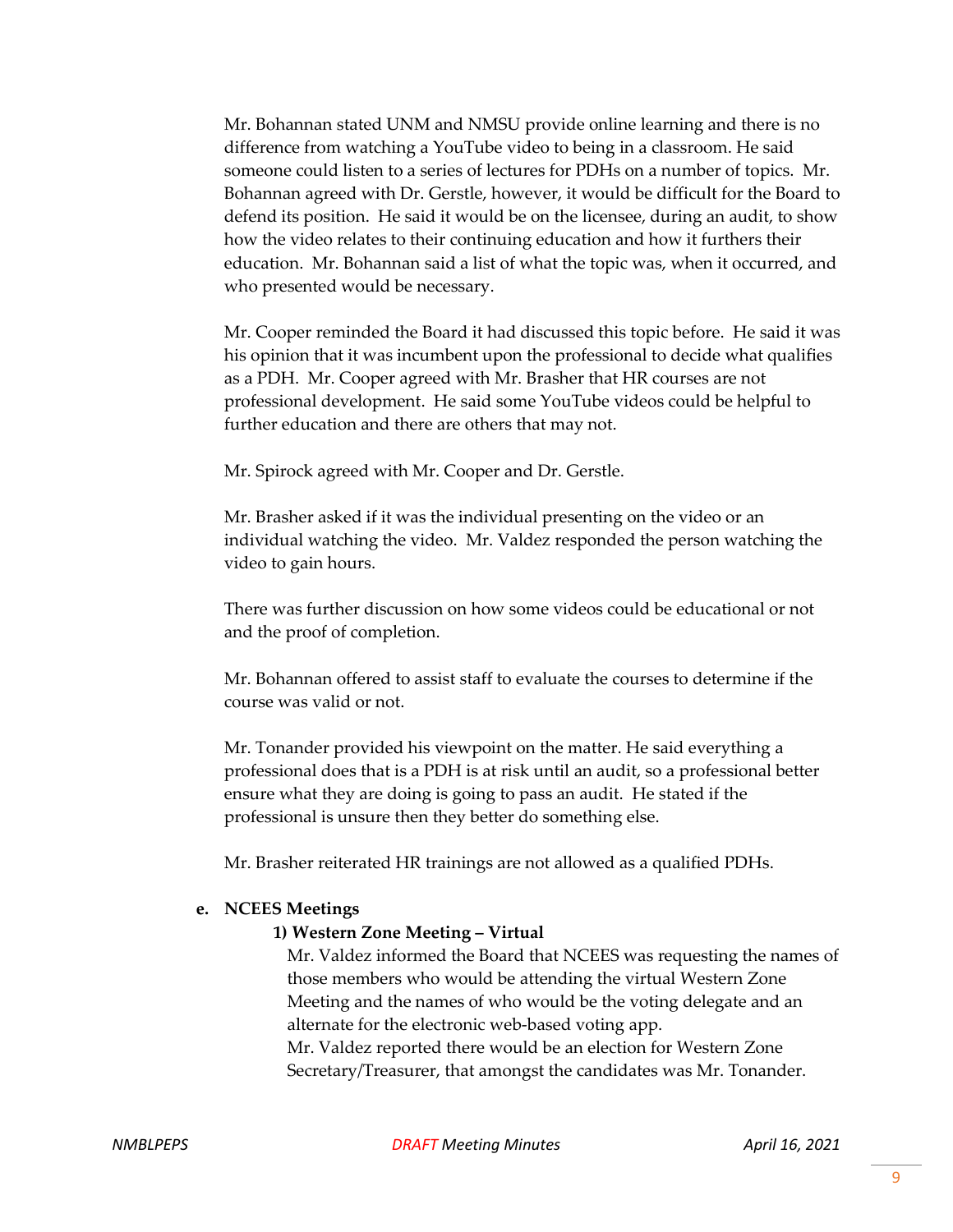Mr. Bohannan stated UNM and NMSU provide online learning and there is no difference from watching a YouTube video to being in a classroom. He said someone could listen to a series of lectures for PDHs on a number of topics. Mr. Bohannan agreed with Dr. Gerstle, however, it would be difficult for the Board to defend its position. He said it would be on the licensee, during an audit, to show how the video relates to their continuing education and how it furthers their education. Mr. Bohannan said a list of what the topic was, when it occurred, and who presented would be necessary.

Mr. Cooper reminded the Board it had discussed this topic before. He said it was his opinion that it was incumbent upon the professional to decide what qualifies as a PDH. Mr. Cooper agreed with Mr. Brasher that HR courses are not professional development. He said some YouTube videos could be helpful to further education and there are others that may not.

Mr. Spirock agreed with Mr. Cooper and Dr. Gerstle.

Mr. Brasher asked if it was the individual presenting on the video or an individual watching the video. Mr. Valdez responded the person watching the video to gain hours.

There was further discussion on how some videos could be educational or not and the proof of completion.

Mr. Bohannan offered to assist staff to evaluate the courses to determine if the course was valid or not.

Mr. Tonander provided his viewpoint on the matter. He said everything a professional does that is a PDH is at risk until an audit, so a professional better ensure what they are doing is going to pass an audit. He stated if the professional is unsure then they better do something else.

Mr. Brasher reiterated HR trainings are not allowed as a qualified PDHs.

**e. NCEES Meetings**

**1) Western Zone Meeting – Virtual**

Mr. Valdez informed the Board that NCEES was requesting the names of those members who would be attending the virtual Western Zone Meeting and the names of who would be the voting delegate and an alternate for the electronic web-based voting app.
Mr. Valdez reported there would be an election for Western Zone Secretary/Treasurer, that amongst the candidates was Mr. Tonander.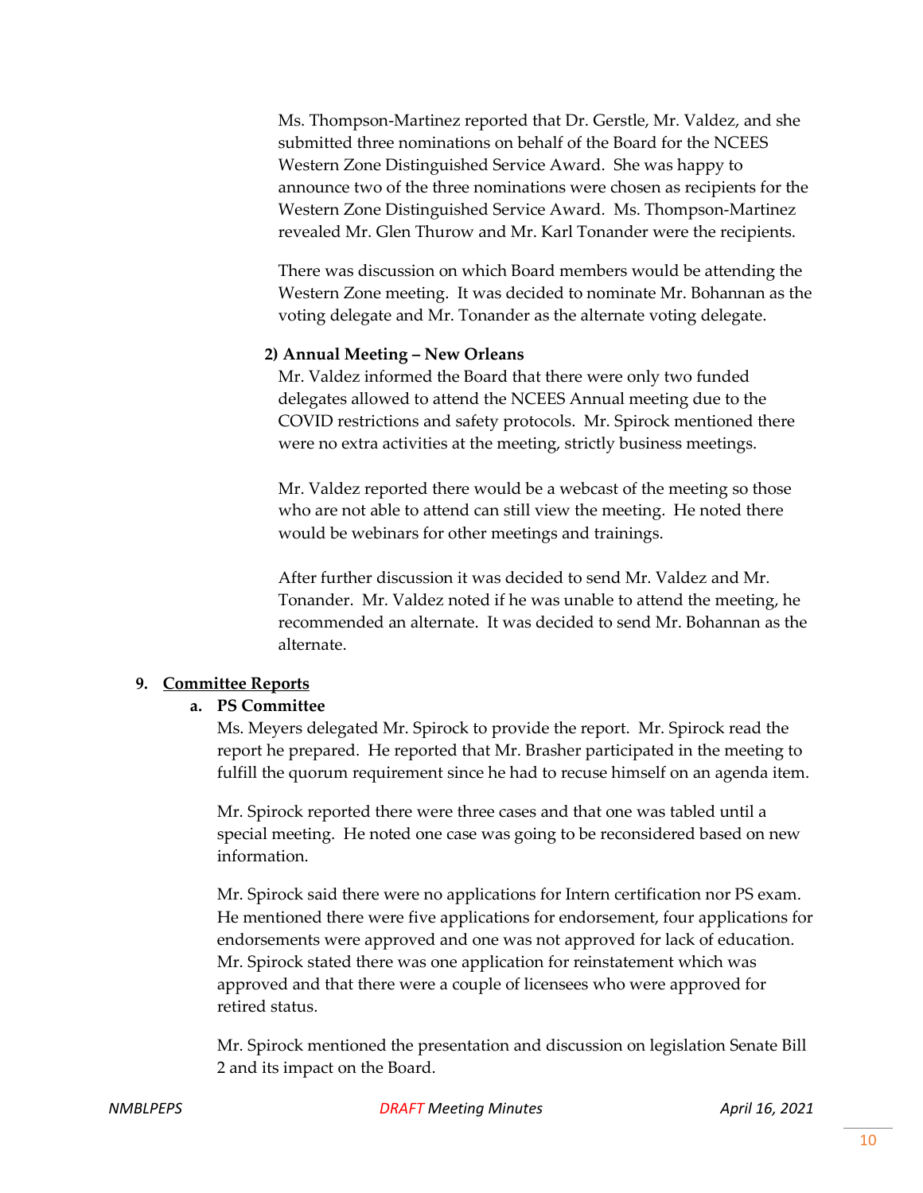Ms. Thompson-Martinez reported that Dr. Gerstle, Mr. Valdez, and she submitted three nominations on behalf of the Board for the NCEES Western Zone Distinguished Service Award. She was happy to announce two of the three nominations were chosen as recipients for the Western Zone Distinguished Service Award. Ms. Thompson-Martinez revealed Mr. Glen Thurow and Mr. Karl Tonander were the recipients.

There was discussion on which Board members would be attending the Western Zone meeting. It was decided to nominate Mr. Bohannan as the voting delegate and Mr. Tonander as the alternate voting delegate.

**2) Annual Meeting – New Orleans**

Mr. Valdez informed the Board that there were only two funded delegates allowed to attend the NCEES Annual meeting due to the COVID restrictions and safety protocols. Mr. Spirock mentioned there were no extra activities at the meeting, strictly business meetings.

Mr. Valdez reported there would be a webcast of the meeting so those who are not able to attend can still view the meeting. He noted there would be webinars for other meetings and trainings.

After further discussion it was decided to send Mr. Valdez and Mr. Tonander. Mr. Valdez noted if he was unable to attend the meeting, he recommended an alternate. It was decided to send Mr. Bohannan as the alternate.

## 9. Committee Reports

### a. PS Committee

Ms. Meyers delegated Mr. Spirock to provide the report. Mr. Spirock read the report he prepared. He reported that Mr. Brasher participated in the meeting to fulfill the quorum requirement since he had to recuse himself on an agenda item.

Mr. Spirock reported there were three cases and that one was tabled until a special meeting. He noted one case was going to be reconsidered based on new information.

Mr. Spirock said there were no applications for Intern certification nor PS exam. He mentioned there were five applications for endorsement, four applications for endorsements were approved and one was not approved for lack of education. Mr. Spirock stated there was one application for reinstatement which was approved and that there were a couple of licensees who were approved for retired status.

Mr. Spirock mentioned the presentation and discussion on legislation Senate Bill 2 and its impact on the Board.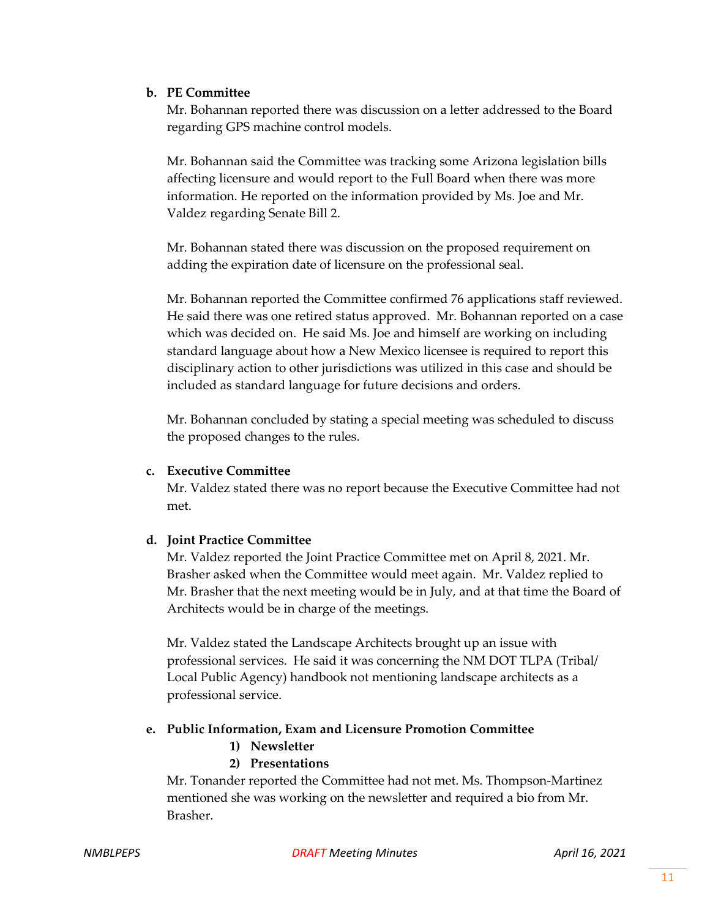**b. PE Committee**

Mr. Bohannan reported there was discussion on a letter addressed to the Board regarding GPS machine control models.

Mr. Bohannan said the Committee was tracking some Arizona legislation bills affecting licensure and would report to the Full Board when there was more information. He reported on the information provided by Ms. Joe and Mr. Valdez regarding Senate Bill 2.

Mr. Bohannan stated there was discussion on the proposed requirement on adding the expiration date of licensure on the professional seal.

Mr. Bohannan reported the Committee confirmed 76 applications staff reviewed. He said there was one retired status approved. Mr. Bohannan reported on a case which was decided on. He said Ms. Joe and himself are working on including standard language about how a New Mexico licensee is required to report this disciplinary action to other jurisdictions was utilized in this case and should be included as standard language for future decisions and orders.

Mr. Bohannan concluded by stating a special meeting was scheduled to discuss the proposed changes to the rules.

**c. Executive Committee**

Mr. Valdez stated there was no report because the Executive Committee had not met.

**d. Joint Practice Committee**

Mr. Valdez reported the Joint Practice Committee met on April 8, 2021. Mr. Brasher asked when the Committee would meet again. Mr. Valdez replied to Mr. Brasher that the next meeting would be in July, and at that time the Board of Architects would be in charge of the meetings.

Mr. Valdez stated the Landscape Architects brought up an issue with professional services. He said it was concerning the NM DOT TLPA (Tribal/ Local Public Agency) handbook not mentioning landscape architects as a professional service.

**e. Public Information, Exam and Licensure Promotion Committee**

**1) Newsletter**

**2) Presentations**

Mr. Tonander reported the Committee had not met. Ms. Thompson-Martinez mentioned she was working on the newsletter and required a bio from Mr. Brasher.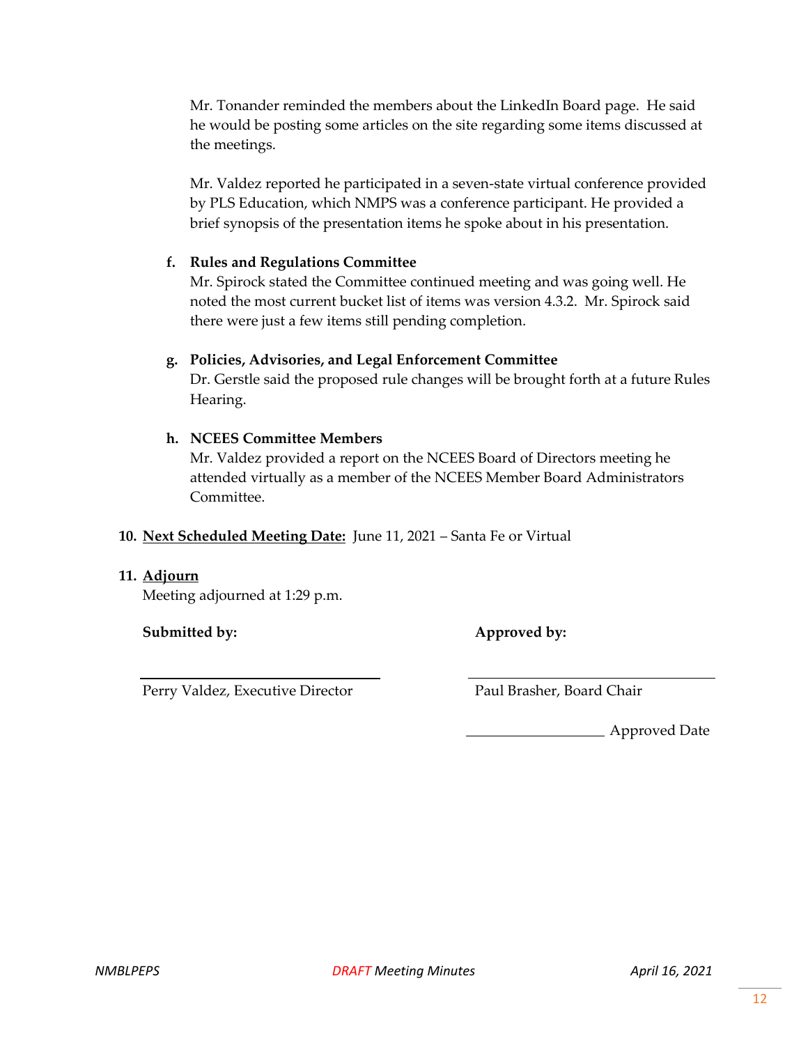Mr. Tonander reminded the members about the LinkedIn Board page. He said he would be posting some articles on the site regarding some items discussed at the meetings.

Mr. Valdez reported he participated in a seven-state virtual conference provided by PLS Education, which NMPS was a conference participant. He provided a brief synopsis of the presentation items he spoke about in his presentation.

**f. Rules and Regulations Committee**

Mr. Spirock stated the Committee continued meeting and was going well. He noted the most current bucket list of items was version 4.3.2. Mr. Spirock said there were just a few items still pending completion.

**g. Policies, Advisories, and Legal Enforcement Committee**

Dr. Gerstle said the proposed rule changes will be brought forth at a future Rules Hearing.

**h. NCEES Committee Members**

Mr. Valdez provided a report on the NCEES Board of Directors meeting he attended virtually as a member of the NCEES Member Board Administrators Committee.

**10. Next Scheduled Meeting Date:** June 11, 2021 – Santa Fe or Virtual

**11. Adjourn**

Meeting adjourned at 1:29 p.m.

**Submitted by:**

______________________________

Perry Valdez, Executive Director

**Approved by:**

______________________________

Paul Brasher, Board Chair

__________________ Approved Date